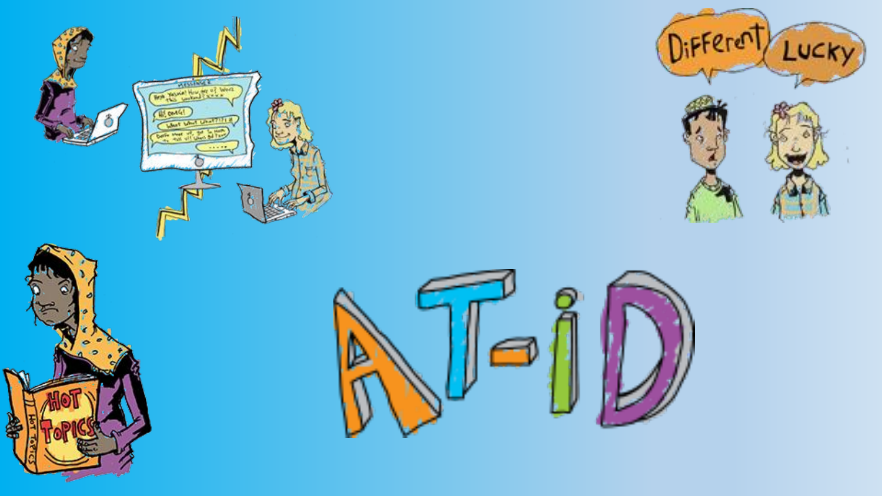# AT-iD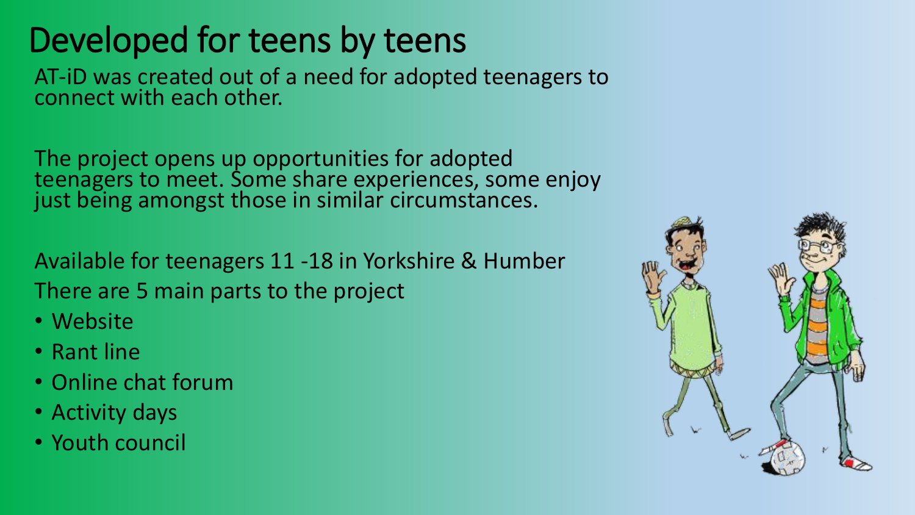# Developed for teens by teens

AT-iD was created out of a need for adopted teenagers to connect with each other.

The project opens up opportunities for adopted teenagers to meet. Some share experiences, some enjoy just being amongst those in similar circumstances.

Available for teenagers 11 -18 in Yorkshire & Humber

There are 5 main parts to the project

- Website
- Rant line
- Online chat forum
- Activity days
- Youth council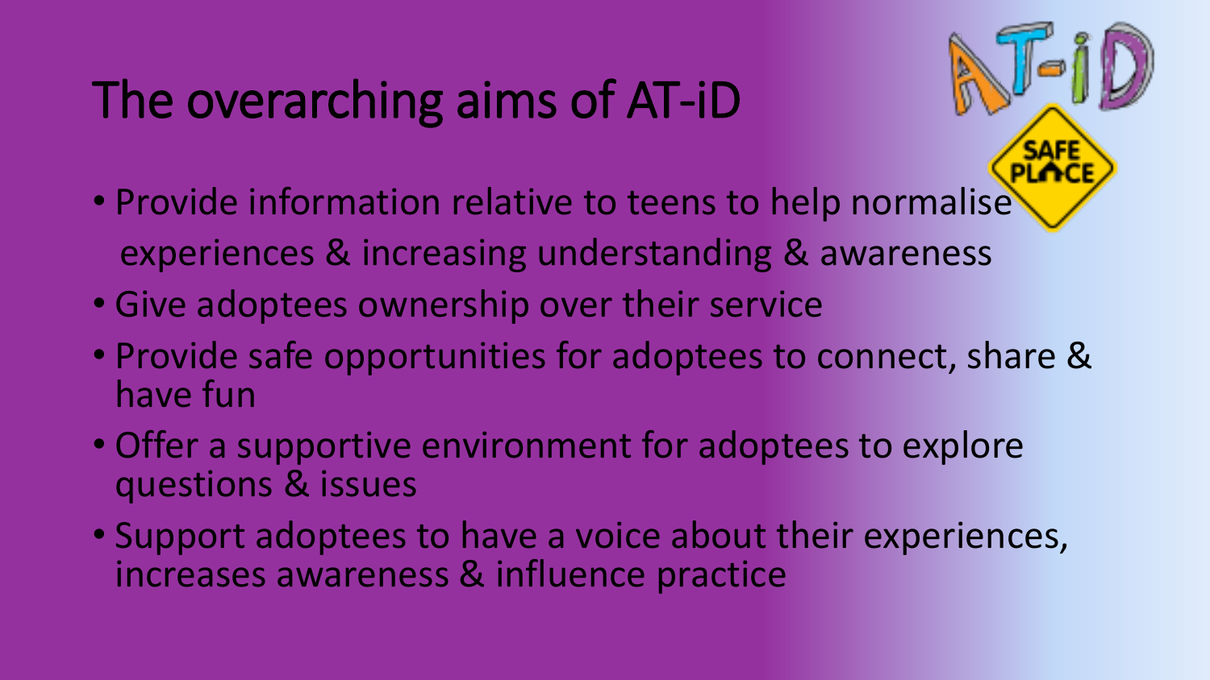# The overarching aims of AT-iD

- Provide information relative to teens to help normalise experiences & increasing understanding & awareness
- Give adoptees ownership over their service
- Provide safe opportunities for adoptees to connect, share & have fun
- Offer a supportive environment for adoptees to explore questions & issues
- Support adoptees to have a voice about their experiences, increases awareness & influence practice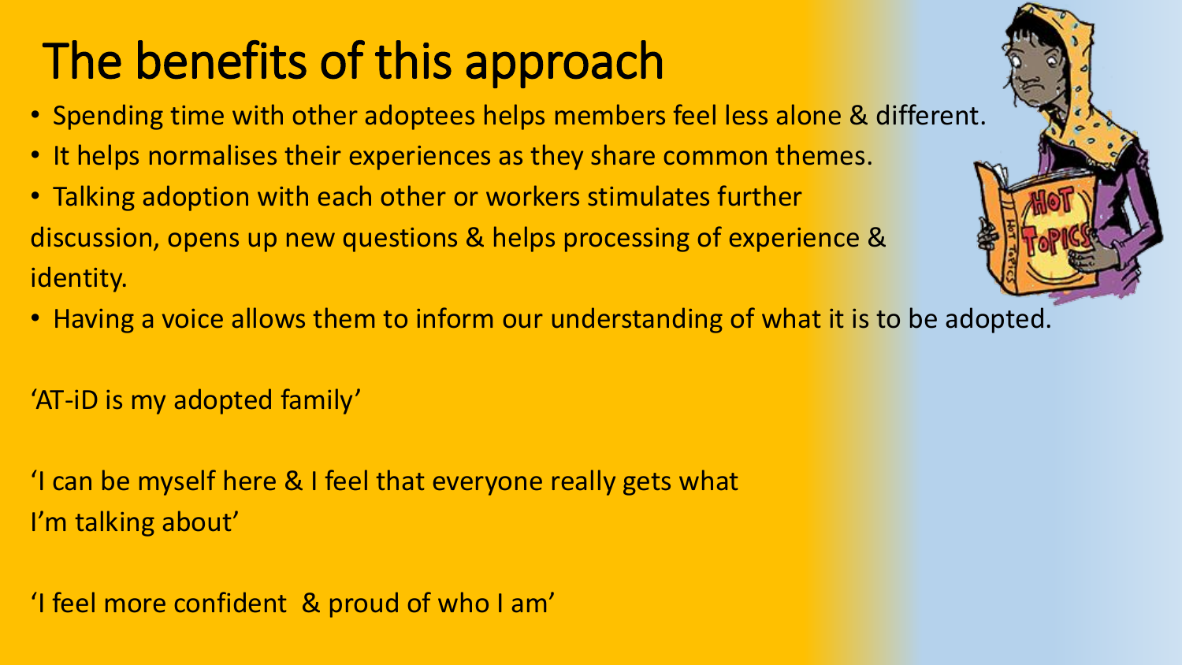# The benefits of this approach

- Spending time with other adoptees helps members feel less alone & different.
- It helps normalises their experiences as they share common themes.
- Talking adoption with each other or workers stimulates further discussion, opens up new questions & helps processing of experience & identity.
- Having a voice allows them to inform our understanding of what it is to be adopted.

'AT-iD is my adopted family'

'I can be myself here & I feel that everyone really gets what I'm talking about'

'I feel more confident & proud of who I am'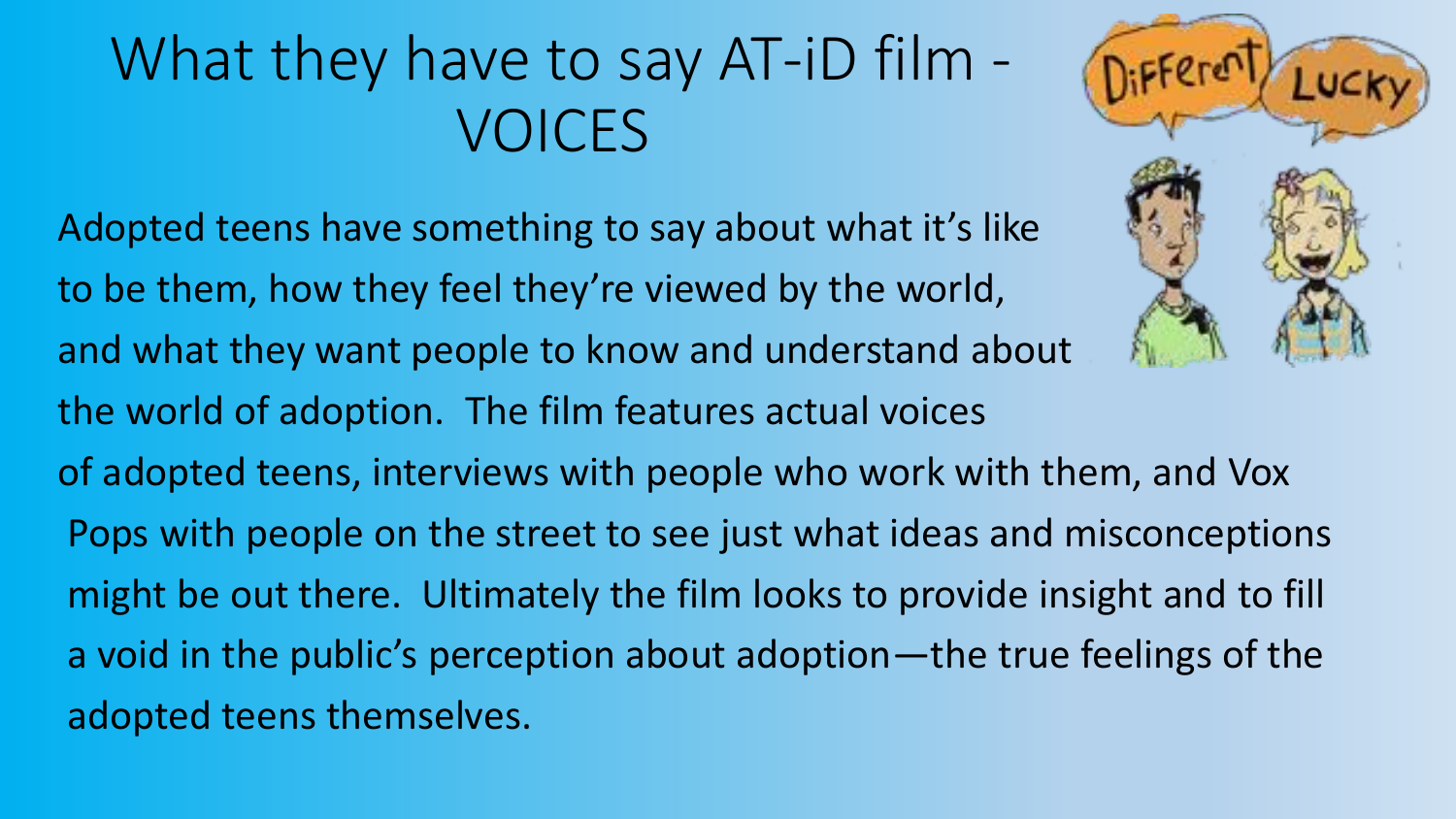# What they have to say AT-iD film - VOICES

Adopted teens have something to say about what it's like to be them, how they feel they're viewed by the world, and what they want people to know and understand about the world of adoption. The film features actual voices of adopted teens, interviews with people who work with them, and Vox Pops with people on the street to see just what ideas and misconceptions might be out there. Ultimately the film looks to provide insight and to fill a void in the public's perception about adoption—the true feelings of the adopted teens themselves.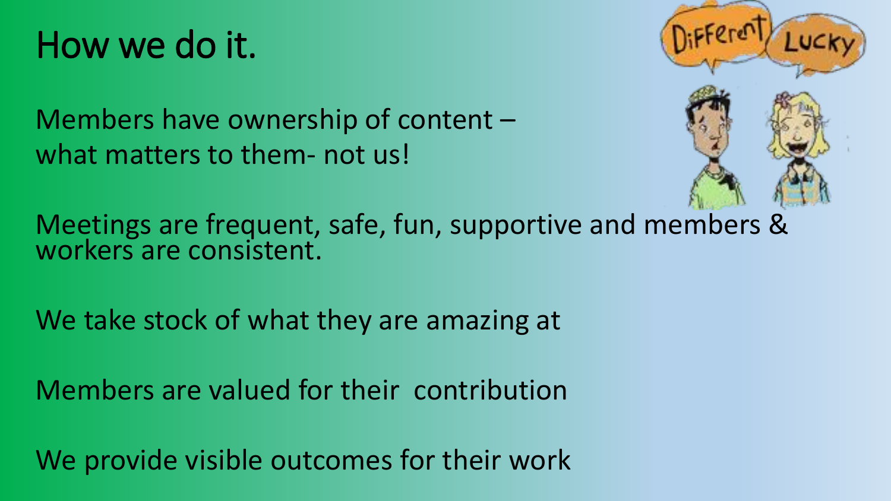# How we do it.

Members have ownership of content –
what matters to them- not us!

Meetings are frequent, safe, fun, supportive and members & workers are consistent.

We take stock of what they are amazing at

Members are valued for their contribution

We provide visible outcomes for their work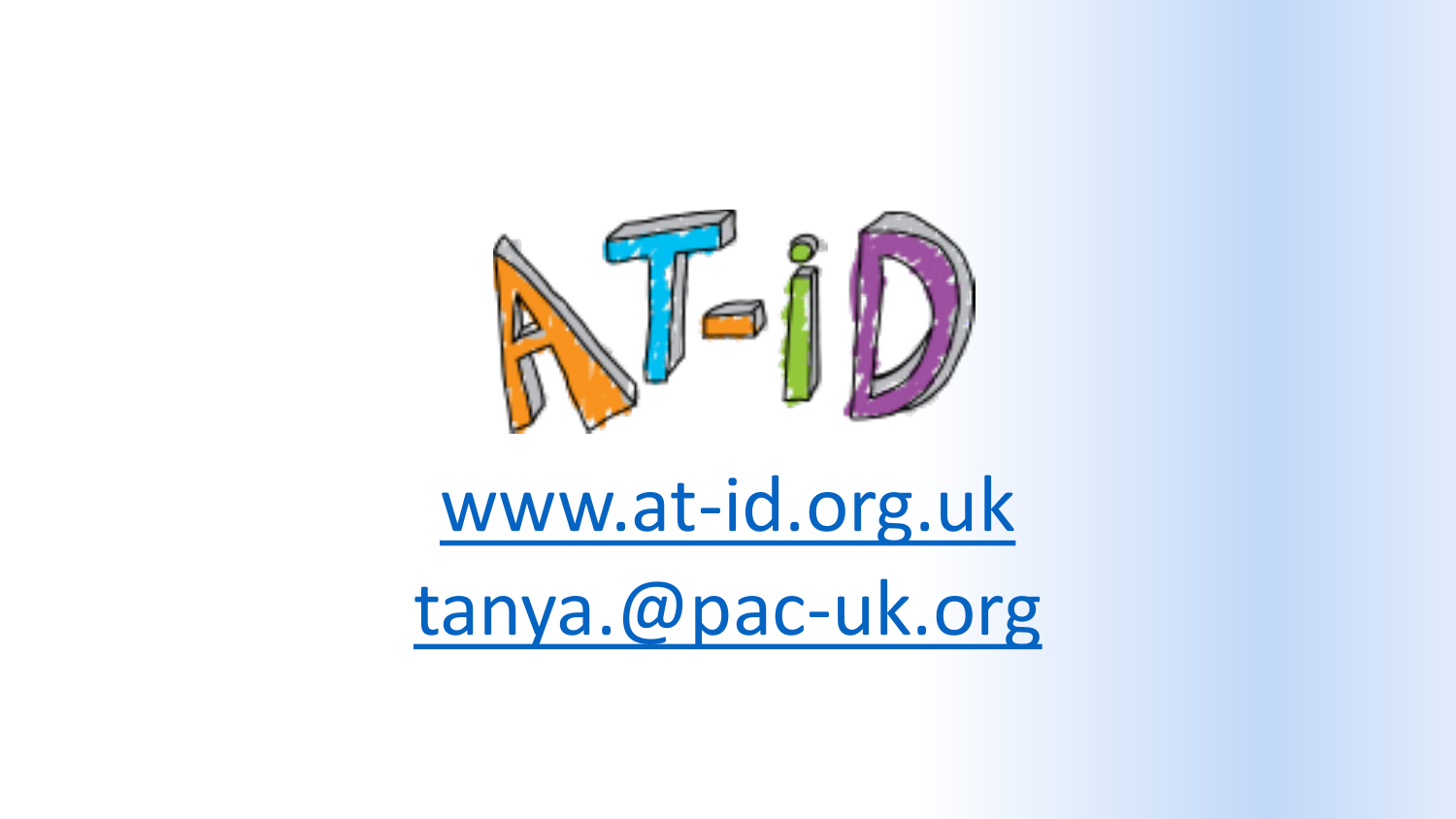AT-iD

[www.at-id.org.uk](http://www.at-id.org.uk)

[tanya.@pac-uk.org](mailto:tanya.@pac-uk.org)